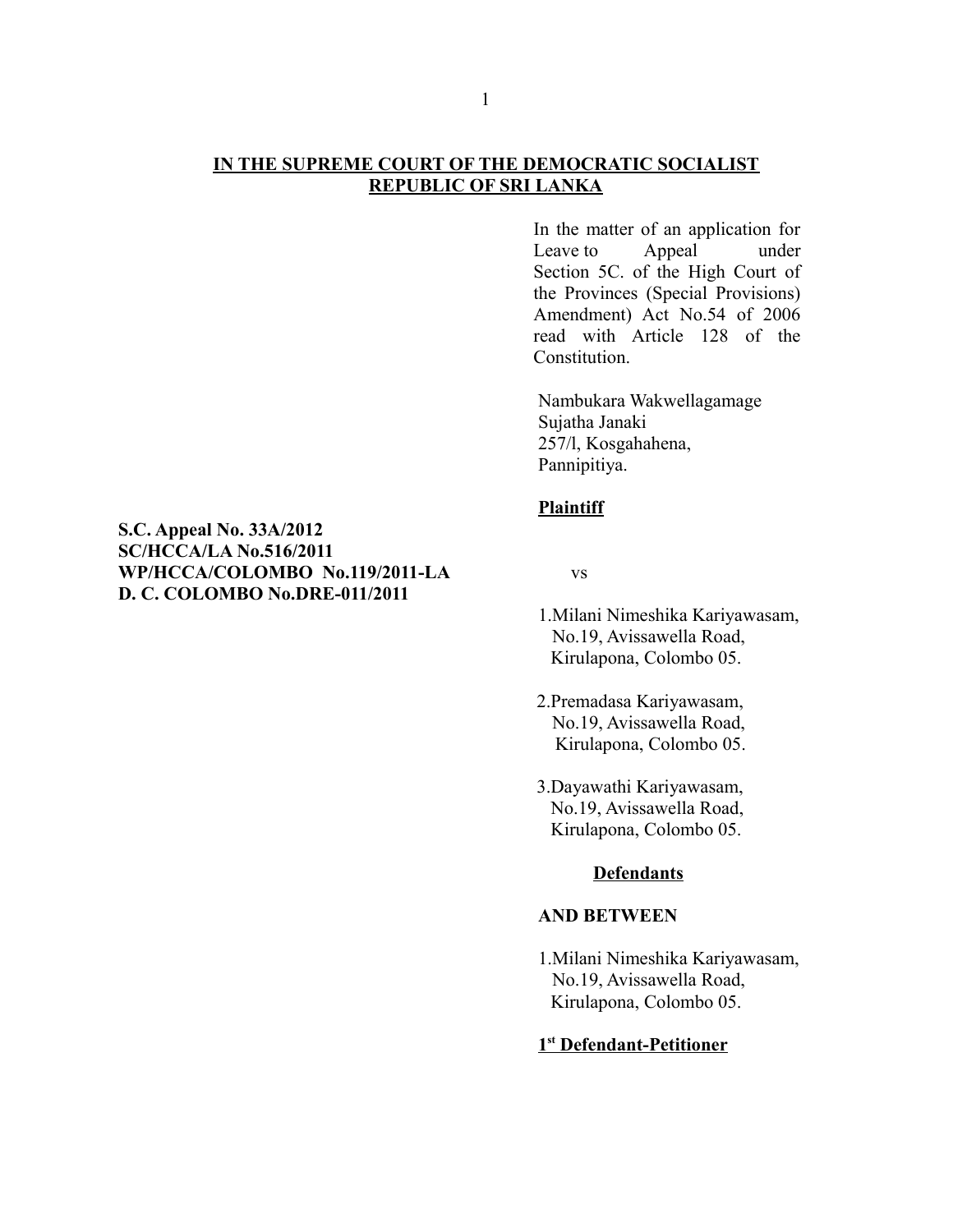**IN THE SUPREME COURT OF THE DEMOCRATIC SOCIALIST REPUBLIC OF SRI LANKA**

In the matter of an application for Leave to Appeal under Section 5C. of the High Court of the Provinces (Special Provisions) Amendment) Act No.54 of 2006 read with Article 128 of the Constitution.

Nambukara Wakwellagamage
Sujatha Janaki
257/l, Kosgahahena,
Pannipitiya.

**Plaintiff**

**S.C. Appeal No. 33A/2012**
**SC/HCCA/LA No.516/2011**
**WP/HCCA/COLOMBO No.119/2011-LA**
**D. C. COLOMBO No.DRE-011/2011**

vs

1. Milani Nimeshika Kariyawasam,
   No.19, Avissawella Road,
   Kirulapona, Colombo 05.

2. Premadasa Kariyawasam,
   No.19, Avissawella Road,
   Kirulapona, Colombo 05.

3. Dayawathi Kariyawasam,
   No.19, Avissawella Road,
   Kirulapona, Colombo 05.

**Defendants**

**AND BETWEEN**

1. Milani Nimeshika Kariyawasam,
   No.19, Avissawella Road,
   Kirulapona, Colombo 05.

**1st Defendant-Petitioner**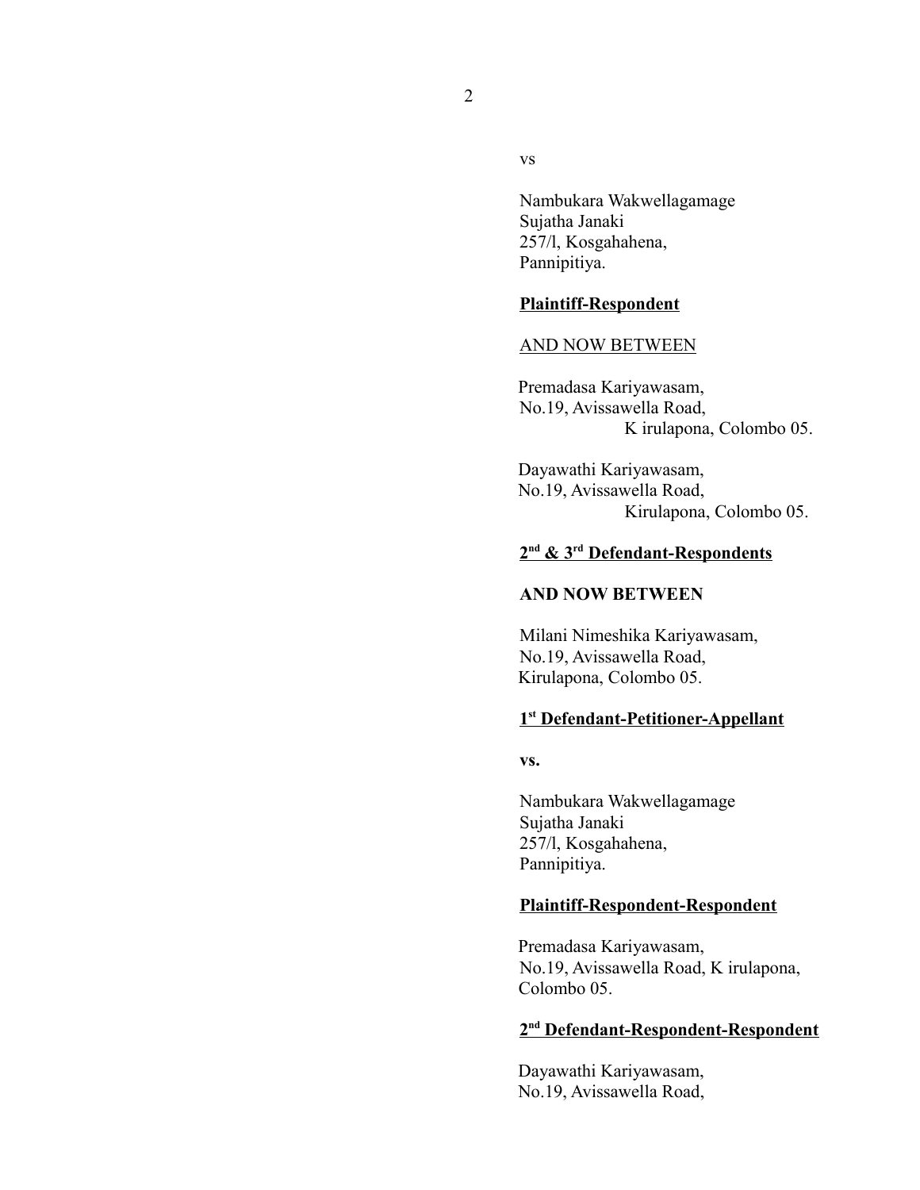vs

Nambukara Wakwellagamage
Sujatha Janaki
257/l, Kosgahahena,
Pannipitiya.

**Plaintiff-Respondent**

AND NOW BETWEEN

Premadasa Kariyawasam,
No.19, Avissawella Road,
K irulapona, Colombo 05.

Dayawathi Kariyawasam,
No.19, Avissawella Road,
Kirulapona, Colombo 05.

**2nd & 3rd Defendant-Respondents**

**AND NOW BETWEEN**

Milani Nimeshika Kariyawasam,
No.19, Avissawella Road,
Kirulapona, Colombo 05.

**1st Defendant-Petitioner-Appellant**

**vs.**

Nambukara Wakwellagamage
Sujatha Janaki
257/l, Kosgahahena,
Pannipitiya.

**Plaintiff-Respondent-Respondent**

Premadasa Kariyawasam,
No.19, Avissawella Road, K irulapona,
Colombo 05.

**2nd Defendant-Respondent-Respondent**

Dayawathi Kariyawasam,
No.19, Avissawella Road,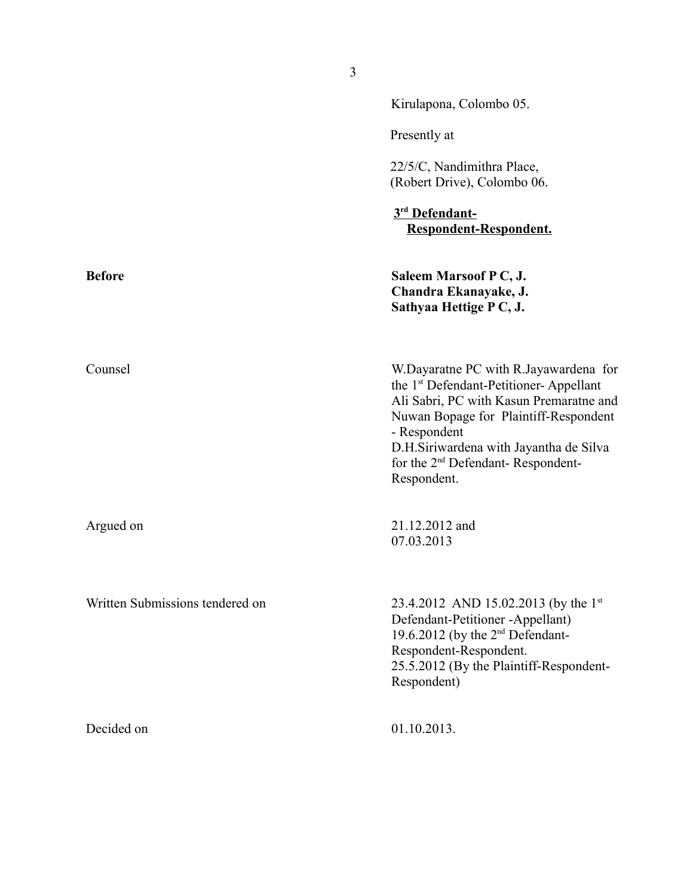Kirulapona, Colombo 05.

Presently at

22/5/C, Nandimithra Place,
(Robert Drive), Colombo 06.

**<u>3rd Defendant-
Respondent-Respondent.</u>**

| | |
|---|---|
| **Before** | **Saleem Marsoof P C, J.**<br>**Chandra Ekanayake, J.**<br>**Sathyaa Hettige P C, J.** |
| Counsel | W.Dayaratne PC with R.Jayawardena for the 1st Defendant-Petitioner- Appellant<br>Ali Sabri, PC with Kasun Premaratne and Nuwan Bopage for Plaintiff-Respondent - Respondent<br>D.H.Siriwardena with Jayantha de Silva for the 2nd Defendant- Respondent-Respondent. |
| Argued on | 21.12.2012 and<br>07.03.2013 |
| Written Submissions tendered on | 23.4.2012 AND 15.02.2013 (by the 1st Defendant-Petitioner -Appellant)<br>19.6.2012 (by the 2nd Defendant-Respondent-Respondent.<br>25.5.2012 (By the Plaintiff-Respondent-Respondent) |
| Decided on | 01.10.2013. |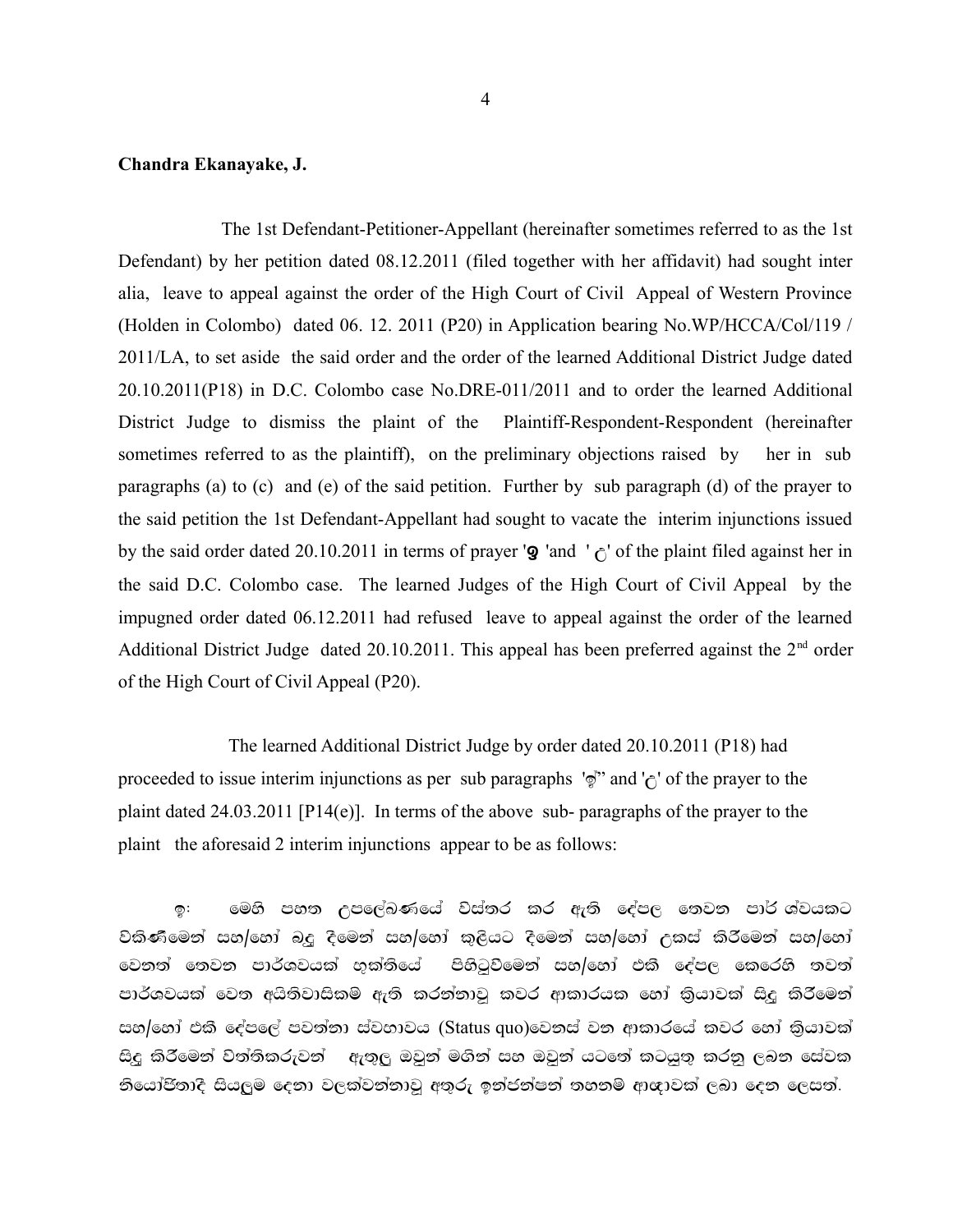**Chandra Ekanayake, J.**

The 1st Defendant-Petitioner-Appellant (hereinafter sometimes referred to as the 1st Defendant) by her petition dated 08.12.2011 (filed together with her affidavit) had sought inter alia, leave to appeal against the order of the High Court of Civil Appeal of Western Province (Holden in Colombo) dated 06. 12. 2011 (P20) in Application bearing No.WP/HCCA/Col/119 / 2011/LA, to set aside the said order and the order of the learned Additional District Judge dated 20.10.2011(P18) in D.C. Colombo case No.DRE-011/2011 and to order the learned Additional District Judge to dismiss the plaint of the Plaintiff-Respondent-Respondent (hereinafter sometimes referred to as the plaintiff), on the preliminary objections raised by her in sub paragraphs (a) to (c) and (e) of the said petition. Further by sub paragraph (d) of the prayer to the said petition the 1st Defendant-Appellant had sought to vacate the interim injunctions issued by the said order dated 20.10.2011 in terms of prayer 'ඉ 'and ' ඊ' of the plaint filed against her in the said D.C. Colombo case. The learned Judges of the High Court of Civil Appeal by the impugned order dated 06.12.2011 had refused leave to appeal against the order of the learned Additional District Judge dated 20.10.2011. This appeal has been preferred against the 2nd order of the High Court of Civil Appeal (P20).

The learned Additional District Judge by order dated 20.10.2011 (P18) had proceeded to issue interim injunctions as per sub paragraphs 'ඉ'' and 'ඊ' of the prayer to the plaint dated 24.03.2011 [P14(e)]. In terms of the above sub- paragraphs of the prayer to the plaint the aforesaid 2 interim injunctions appear to be as follows:

ඉ: මෙහි පහත උපලේඛණයේ විස්තර කර ඇති දේපල තෙවන පාර්ශ්වයකට විකිණීමෙන් සහ/හෝ බදු දීමෙන් සහ/හෝ කුළියට දීමෙන් සහ/හෝ උකස් කිරීමෙන් සහ/හෝ වෙනත් තෙවන පාර්ශවයක් භුක්තියේ පිහිටුවීමෙන් සහ/හෝ එකී දේපල කෙරෙහි තවත් පාර්ශවයක් වෙත අයිතිවාසිකම් ඇති කරන්නාවූ කවර ආකාරයක හෝ ක්‍රියාවක් සිදු කිරීමෙන් සහ/හෝ එකී දේපලේ පවත්නා ස්වභාවය (Status quo)වෙනස් වන ආකාරයේ කවර හෝ ක්‍රියාවක් සිදු කිරීමෙන් විත්තිකරුවන් ඇතුලු ඔවුන් මගින් සහ ඔවුන් යටතේ කටයුතු කරනු ලබන සේවක නියෝජිතාදී සියලුම දෙනා වලක්වන්නාවූ අතුරු ඉන්ජන්ෂන් තහනම් ආඥාවක් ලබා දෙන ලෙසත්.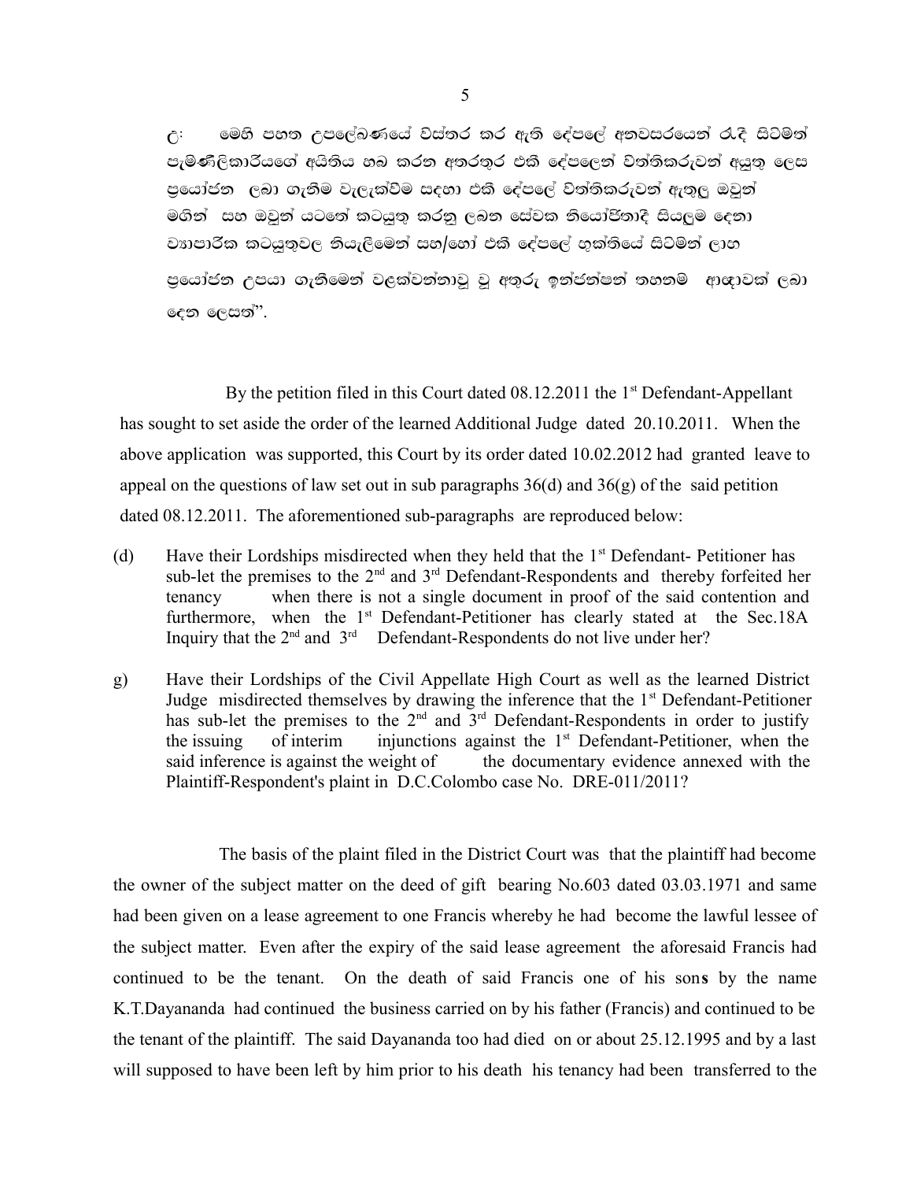උ: මෙහි පහත උපලේඛණයේ විස්තර කර ඇති දේපලේ අනවසරයෙන් රැඳී සිටිමත් පැමිණිලිකාරියගේ අයිතිය හබ කරන අතරතුර එකී දේපලෙන් විත්තිකරුවන් අයුතු ලෙස ප්‍රයෝජන ලබා ගැනීම වැලැක්වීම සඳහා එකී දේපලේ විත්තිකරුවන් ඇතුලු ඔවුන් මගින් සහ ඔවුන් යටතේ කටයුතු කරනු ලබන සේවක නියෝජිතාදී සියලුම දෙනා ව්‍යාපාරික කටයුතුවල නියැලීමෙන් සහ/හෝ එකී දේපලේ භුක්තියේ සිටිමින් ලාභ ප්‍රයෝජන උපයා ගැනීමෙන් වළක්වන්නාවූ වූ අතුරු ඉන්ජන්ෂන් තහනම ආඥාවක් ලබා දෙන ලෙසත්".

By the petition filed in this Court dated 08.12.2011 the 1st Defendant-Appellant has sought to set aside the order of the learned Additional Judge dated 20.10.2011. When the above application was supported, this Court by its order dated 10.02.2012 had granted leave to appeal on the questions of law set out in sub paragraphs 36(d) and 36(g) of the said petition dated 08.12.2011. The aforementioned sub-paragraphs are reproduced below:

(d) Have their Lordships misdirected when they held that the 1st Defendant- Petitioner has sub-let the premises to the 2nd and 3rd Defendant-Respondents and thereby forfeited her tenancy when there is not a single document in proof of the said contention and furthermore, when the 1st Defendant-Petitioner has clearly stated at the Sec.18A Inquiry that the 2nd and 3rd Defendant-Respondents do not live under her?

g) Have their Lordships of the Civil Appellate High Court as well as the learned District Judge misdirected themselves by drawing the inference that the 1st Defendant-Petitioner has sub-let the premises to the 2nd and 3rd Defendant-Respondents in order to justify the issuing of interim injunctions against the 1st Defendant-Petitioner, when the said inference is against the weight of the documentary evidence annexed with the Plaintiff-Respondent's plaint in D.C.Colombo case No. DRE-011/2011?

The basis of the plaint filed in the District Court was that the plaintiff had become the owner of the subject matter on the deed of gift bearing No.603 dated 03.03.1971 and same had been given on a lease agreement to one Francis whereby he had become the lawful lessee of the subject matter. Even after the expiry of the said lease agreement the aforesaid Francis had continued to be the tenant. On the death of said Francis one of his son**s** by the name K.T.Dayananda had continued the business carried on by his father (Francis) and continued to be the tenant of the plaintiff. The said Dayananda too had died on or about 25.12.1995 and by a last will supposed to have been left by him prior to his death his tenancy had been transferred to the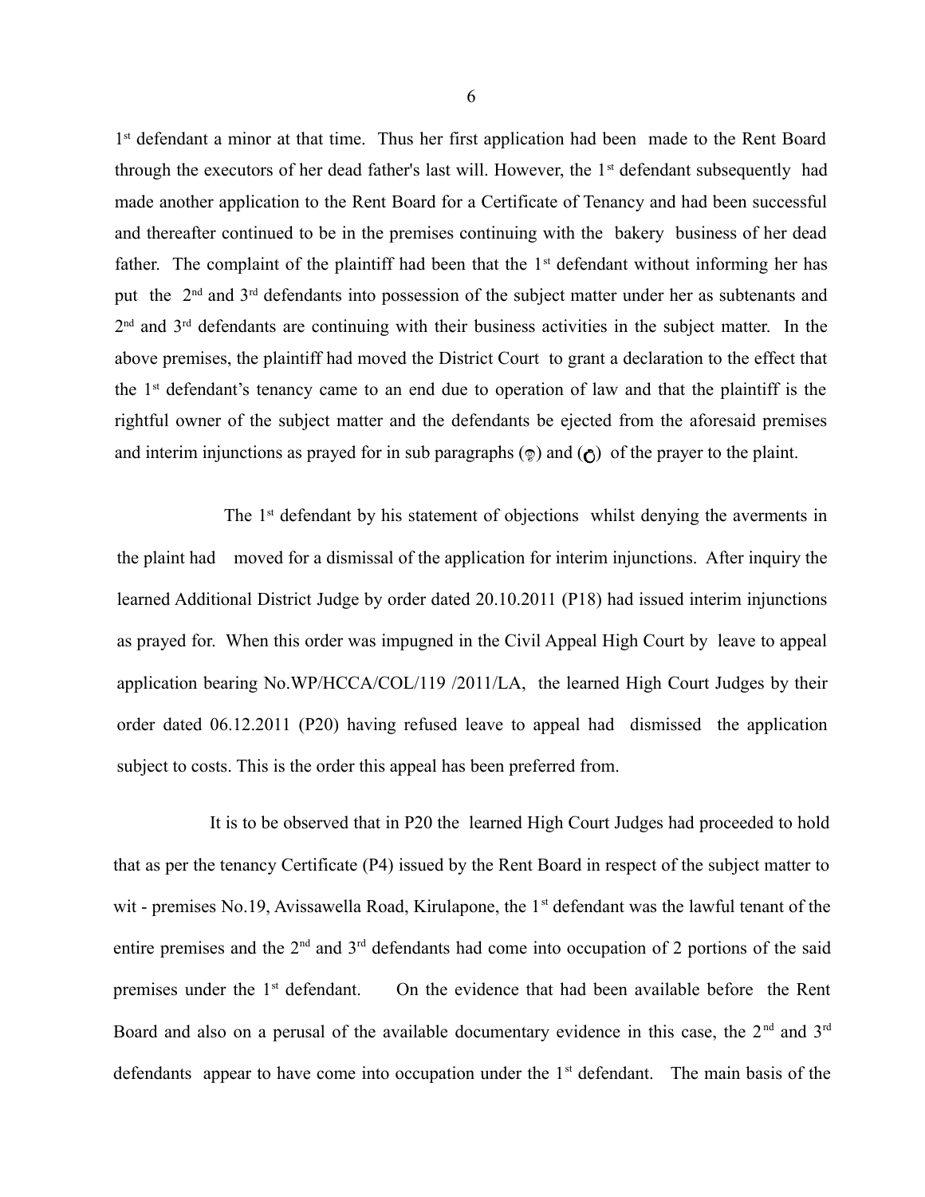1st defendant a minor at that time. Thus her first application had been made to the Rent Board through the executors of her dead father's last will. However, the 1st defendant subsequently had made another application to the Rent Board for a Certificate of Tenancy and had been successful and thereafter continued to be in the premises continuing with the bakery business of her dead father. The complaint of the plaintiff had been that the 1st defendant without informing her has put the 2nd and 3rd defendants into possession of the subject matter under her as subtenants and 2nd and 3rd defendants are continuing with their business activities in the subject matter. In the above premises, the plaintiff had moved the District Court to grant a declaration to the effect that the 1st defendant's tenancy came to an end due to operation of law and that the plaintiff is the rightful owner of the subject matter and the defendants be ejected from the aforesaid premises and interim injunctions as prayed for in sub paragraphs (ඉ) and (ට) of the prayer to the plaint.

The 1st defendant by his statement of objections whilst denying the averments in the plaint had moved for a dismissal of the application for interim injunctions. After inquiry the learned Additional District Judge by order dated 20.10.2011 (P18) had issued interim injunctions as prayed for. When this order was impugned in the Civil Appeal High Court by leave to appeal application bearing No.WP/HCCA/COL/119 /2011/LA, the learned High Court Judges by their order dated 06.12.2011 (P20) having refused leave to appeal had dismissed the application subject to costs. This is the order this appeal has been preferred from.

It is to be observed that in P20 the learned High Court Judges had proceeded to hold that as per the tenancy Certificate (P4) issued by the Rent Board in respect of the subject matter to wit - premises No.19, Avissawella Road, Kirulapone, the 1st defendant was the lawful tenant of the entire premises and the 2nd and 3rd defendants had come into occupation of 2 portions of the said premises under the 1st defendant. On the evidence that had been available before the Rent Board and also on a perusal of the available documentary evidence in this case, the 2nd and 3rd defendants appear to have come into occupation under the 1st defendant. The main basis of the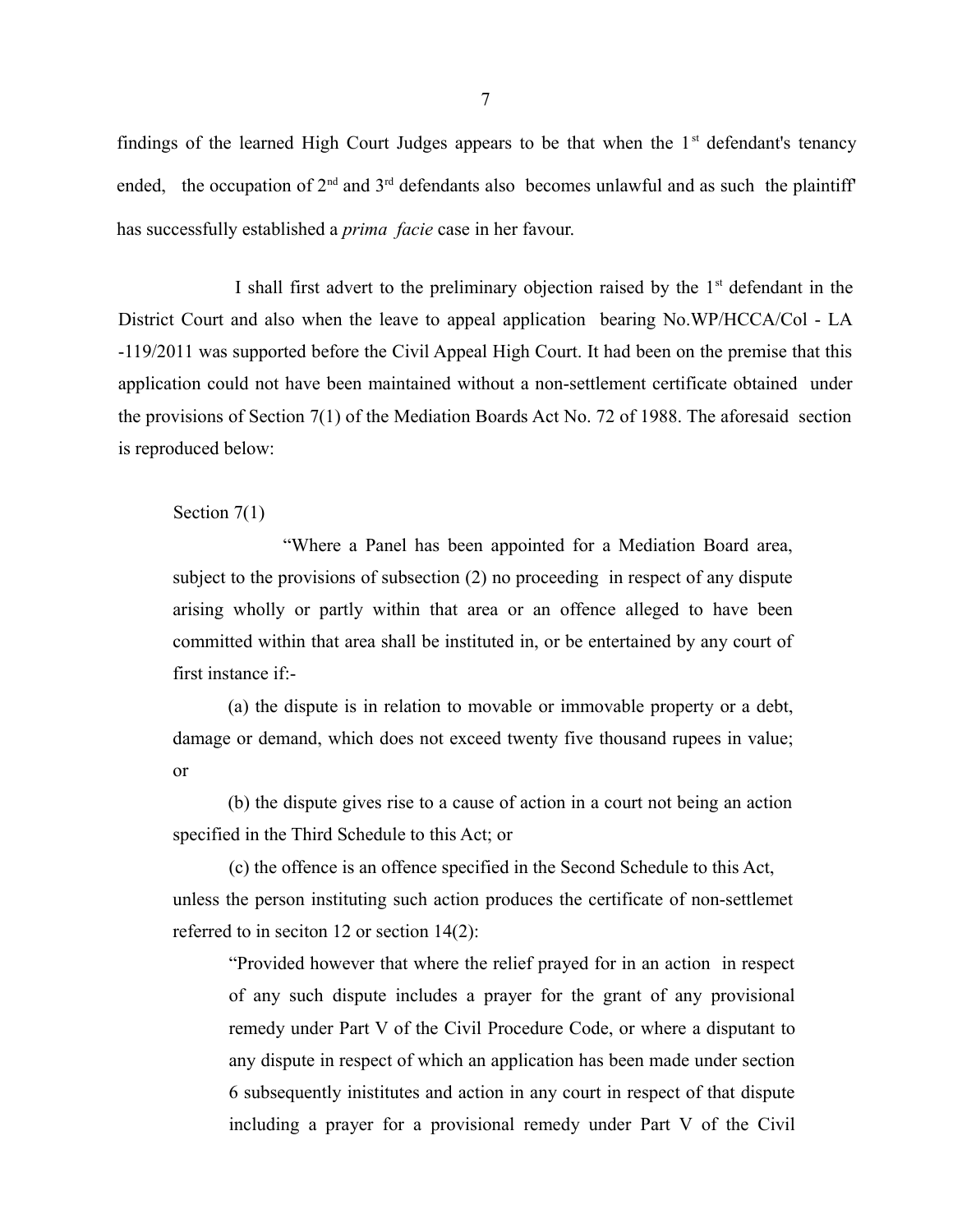findings of the learned High Court Judges appears to be that when the 1st defendant's tenancy ended, the occupation of 2nd and 3rd defendants also becomes unlawful and as such the plaintiff' has successfully established a *prima facie* case in her favour.

I shall first advert to the preliminary objection raised by the 1st defendant in the District Court and also when the leave to appeal application bearing No.WP/HCCA/Col - LA -119/2011 was supported before the Civil Appeal High Court. It had been on the premise that this application could not have been maintained without a non-settlement certificate obtained under the provisions of Section 7(1) of the Mediation Boards Act No. 72 of 1988. The aforesaid section is reproduced below:

> Section 7(1)
>
> "Where a Panel has been appointed for a Mediation Board area, subject to the provisions of subsection (2) no proceeding in respect of any dispute arising wholly or partly within that area or an offence alleged to have been committed within that area shall be instituted in, or be entertained by any court of first instance if:-
>
> (a) the dispute is in relation to movable or immovable property or a debt, damage or demand, which does not exceed twenty five thousand rupees in value; or
>
> (b) the dispute gives rise to a cause of action in a court not being an action specified in the Third Schedule to this Act; or
>
> (c) the offence is an offence specified in the Second Schedule to this Act,
>
> unless the person instituting such action produces the certificate of non-settlemet referred to in seciton 12 or section 14(2):
>
> > "Provided however that where the relief prayed for in an action in respect of any such dispute includes a prayer for the grant of any provisional remedy under Part V of the Civil Procedure Code, or where a disputant to any dispute in respect of which an application has been made under section 6 subsequently inistitutes and action in any court in respect of that dispute including a prayer for a provisional remedy under Part V of the Civil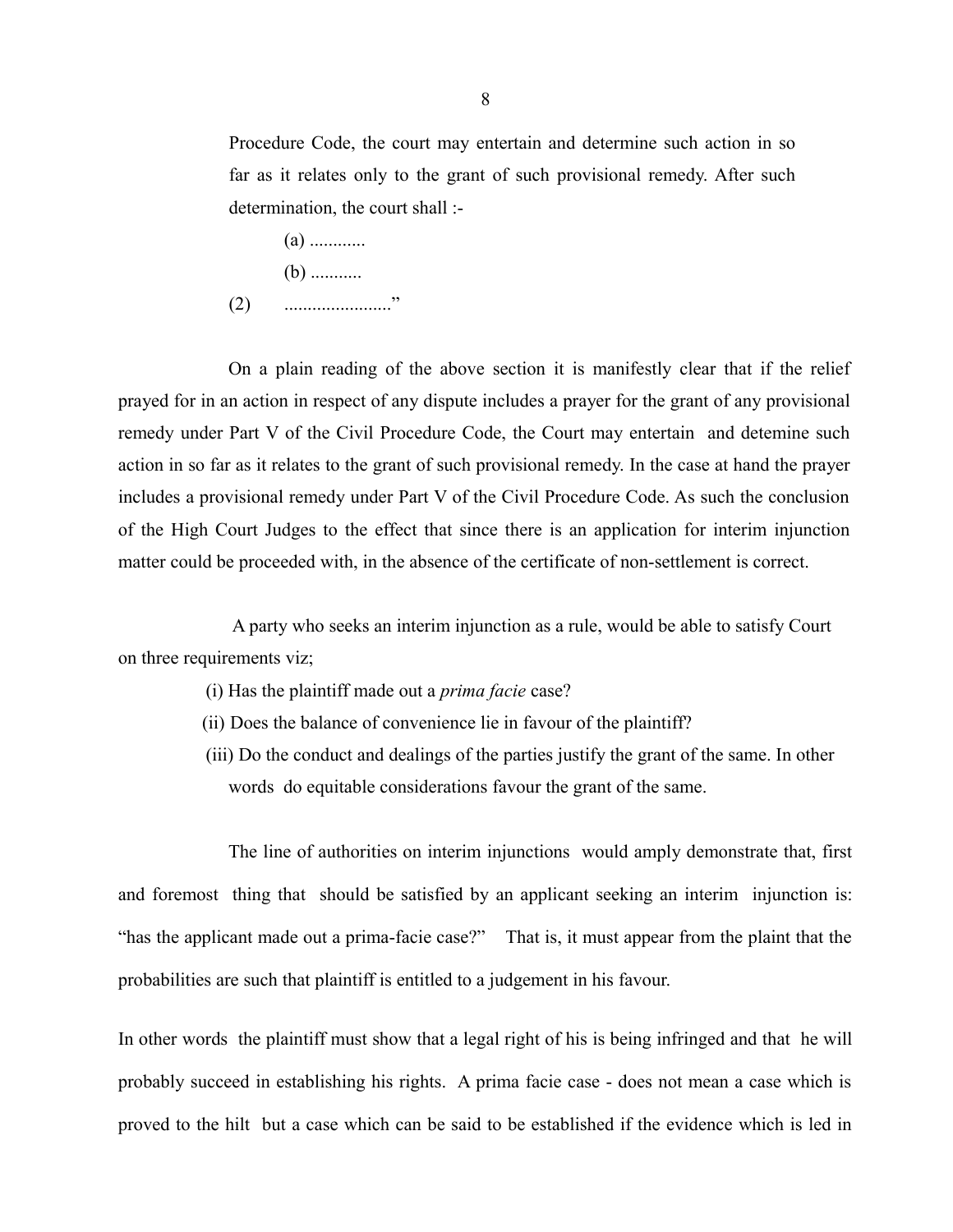Procedure Code, the court may entertain and determine such action in so far as it relates only to the grant of such provisional remedy. After such determination, the court shall :-

(a) ............

(b) ...........

(2) ......................."

On a plain reading of the above section it is manifestly clear that if the relief prayed for in an action in respect of any dispute includes a prayer for the grant of any provisional remedy under Part V of the Civil Procedure Code, the Court may entertain and detemine such action in so far as it relates to the grant of such provisional remedy. In the case at hand the prayer includes a provisional remedy under Part V of the Civil Procedure Code. As such the conclusion of the High Court Judges to the effect that since there is an application for interim injunction matter could be proceeded with, in the absence of the certificate of non-settlement is correct.

A party who seeks an interim injunction as a rule, would be able to satisfy Court on three requirements viz;

(i) Has the plaintiff made out a *prima facie* case?

(ii) Does the balance of convenience lie in favour of the plaintiff?

(iii) Do the conduct and dealings of the parties justify the grant of the same. In other words do equitable considerations favour the grant of the same.

The line of authorities on interim injunctions would amply demonstrate that, first and foremost thing that should be satisfied by an applicant seeking an interim injunction is: "has the applicant made out a prima-facie case?" That is, it must appear from the plaint that the probabilities are such that plaintiff is entitled to a judgement in his favour.

In other words the plaintiff must show that a legal right of his is being infringed and that he will probably succeed in establishing his rights. A prima facie case - does not mean a case which is proved to the hilt but a case which can be said to be established if the evidence which is led in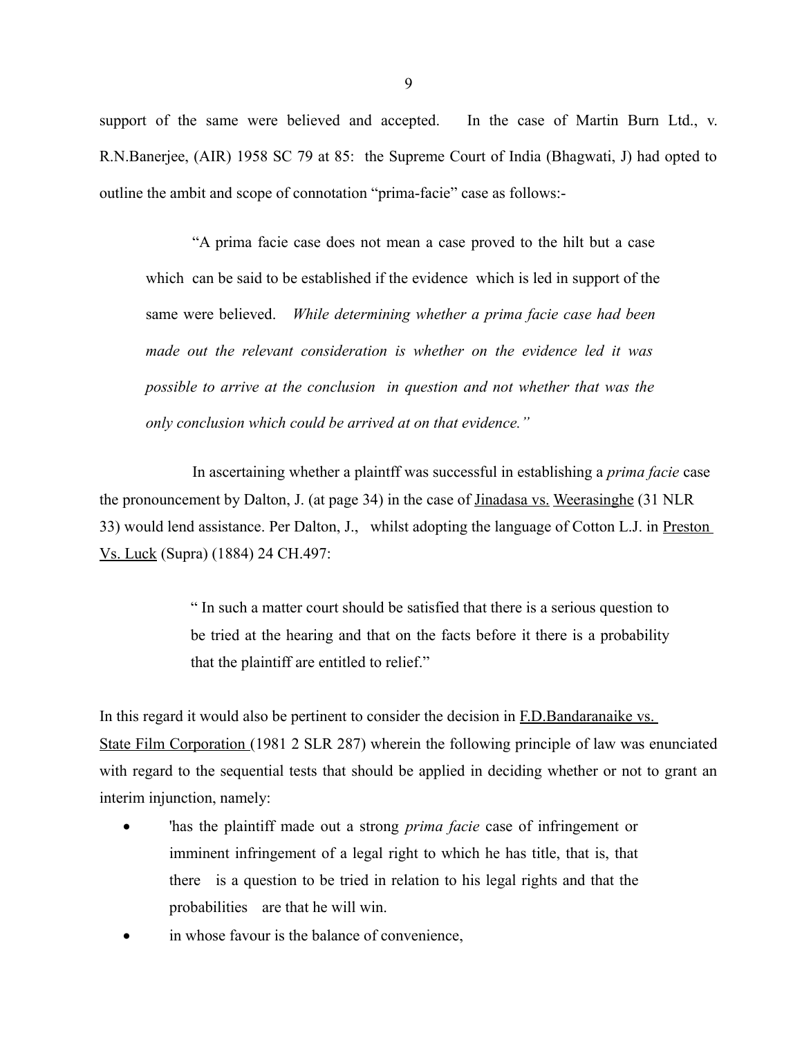support of the same were believed and accepted. In the case of Martin Burn Ltd., v. R.N.Banerjee, (AIR) 1958 SC 79 at 85: the Supreme Court of India (Bhagwati, J) had opted to outline the ambit and scope of connotation "prima-facie" case as follows:-

> "A prima facie case does not mean a case proved to the hilt but a case which can be said to be established if the evidence which is led in support of the same were believed. *While determining whether a prima facie case had been made out the relevant consideration is whether on the evidence led it was possible to arrive at the conclusion in question and not whether that was the only conclusion which could be arrived at on that evidence."*

In ascertaining whether a plaintff was successful in establishing a *prima facie* case the pronouncement by Dalton, J. (at page 34) in the case of Jinadasa vs. Weerasinghe (31 NLR 33) would lend assistance. Per Dalton, J., whilst adopting the language of Cotton L.J. in Preston Vs. Luck (Supra) (1884) 24 CH.497:

> " In such a matter court should be satisfied that there is a serious question to be tried at the hearing and that on the facts before it there is a probability that the plaintiff are entitled to relief."

In this regard it would also be pertinent to consider the decision in F.D.Bandaranaike vs. State Film Corporation (1981 2 SLR 287) wherein the following principle of law was enunciated with regard to the sequential tests that should be applied in deciding whether or not to grant an interim injunction, namely:

- 'has the plaintiff made out a strong *prima facie* case of infringement or imminent infringement of a legal right to which he has title, that is, that there is a question to be tried in relation to his legal rights and that the probabilities are that he will win.
- in whose favour is the balance of convenience,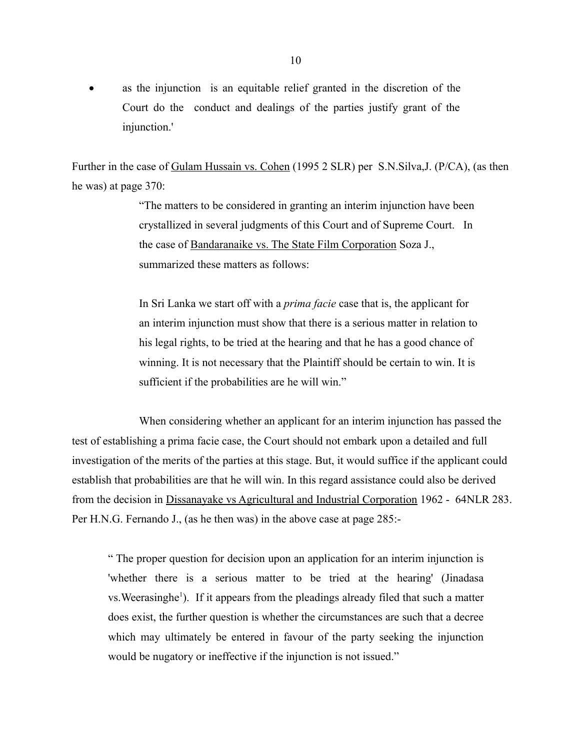- as the injunction is an equitable relief granted in the discretion of the Court do the conduct and dealings of the parties justify grant of the injunction.'

Further in the case of Gulam Hussain vs. Cohen (1995 2 SLR) per S.N.Silva,J. (P/CA), (as then he was) at page 370:

> "The matters to be considered in granting an interim injunction have been crystallized in several judgments of this Court and of Supreme Court. In the case of Bandaranaike vs. The State Film Corporation Soza J., summarized these matters as follows:
>
> In Sri Lanka we start off with a *prima facie* case that is, the applicant for an interim injunction must show that there is a serious matter in relation to his legal rights, to be tried at the hearing and that he has a good chance of winning. It is not necessary that the Plaintiff should be certain to win. It is sufficient if the probabilities are he will win."

When considering whether an applicant for an interim injunction has passed the test of establishing a prima facie case, the Court should not embark upon a detailed and full investigation of the merits of the parties at this stage. But, it would suffice if the applicant could establish that probabilities are that he will win. In this regard assistance could also be derived from the decision in Dissanayake vs Agricultural and Industrial Corporation 1962 - 64NLR 283. Per H.N.G. Fernando J., (as he then was) in the above case at page 285:-

> " The proper question for decision upon an application for an interim injunction is 'whether there is a serious matter to be tried at the hearing' (Jinadasa vs.Weerasinghe[1]). If it appears from the pleadings already filed that such a matter does exist, the further question is whether the circumstances are such that a decree which may ultimately be entered in favour of the party seeking the injunction would be nugatory or ineffective if the injunction is not issued."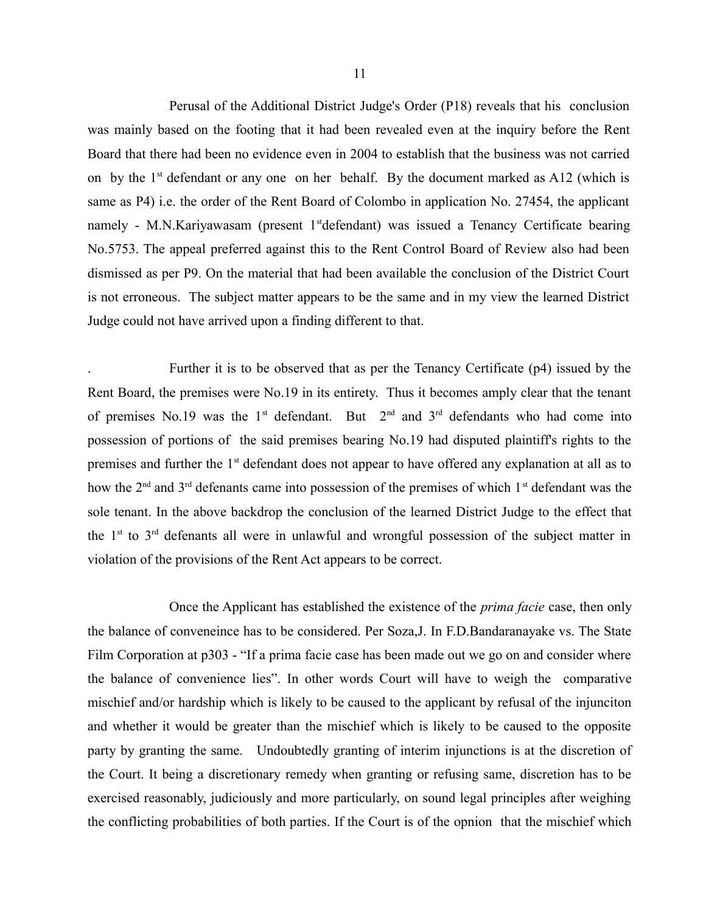Perusal of the Additional District Judge's Order (P18) reveals that his conclusion was mainly based on the footing that it had been revealed even at the inquiry before the Rent Board that there had been no evidence even in 2004 to establish that the business was not carried on by the 1st defendant or any one on her behalf. By the document marked as A12 (which is same as P4) i.e. the order of the Rent Board of Colombo in application No. 27454, the applicant namely - M.N.Kariyawasam (present 1stdefendant) was issued a Tenancy Certificate bearing No.5753. The appeal preferred against this to the Rent Control Board of Review also had been dismissed as per P9. On the material that had been available the conclusion of the District Court is not erroneous. The subject matter appears to be the same and in my view the learned District Judge could not have arrived upon a finding different to that.

. Further it is to be observed that as per the Tenancy Certificate (p4) issued by the Rent Board, the premises were No.19 in its entirety. Thus it becomes amply clear that the tenant of premises No.19 was the 1st defendant. But 2nd and 3rd defendants who had come into possession of portions of the said premises bearing No.19 had disputed plaintiff's rights to the premises and further the 1st defendant does not appear to have offered any explanation at all as to how the 2nd and 3rd defenants came into possession of the premises of which 1st defendant was the sole tenant. In the above backdrop the conclusion of the learned District Judge to the effect that the 1st to 3rd defenants all were in unlawful and wrongful possession of the subject matter in violation of the provisions of the Rent Act appears to be correct.

Once the Applicant has established the existence of the *prima facie* case, then only the balance of conveneince has to be considered. Per Soza,J. In F.D.Bandaranayake vs. The State Film Corporation at p303 - "If a prima facie case has been made out we go on and consider where the balance of convenience lies". In other words Court will have to weigh the comparative mischief and/or hardship which is likely to be caused to the applicant by refusal of the injunciton and whether it would be greater than the mischief which is likely to be caused to the opposite party by granting the same. Undoubtedly granting of interim injunctions is at the discretion of the Court. It being a discretionary remedy when granting or refusing same, discretion has to be exercised reasonably, judiciously and more particularly, on sound legal principles after weighing the conflicting probabilities of both parties. If the Court is of the opnion that the mischief which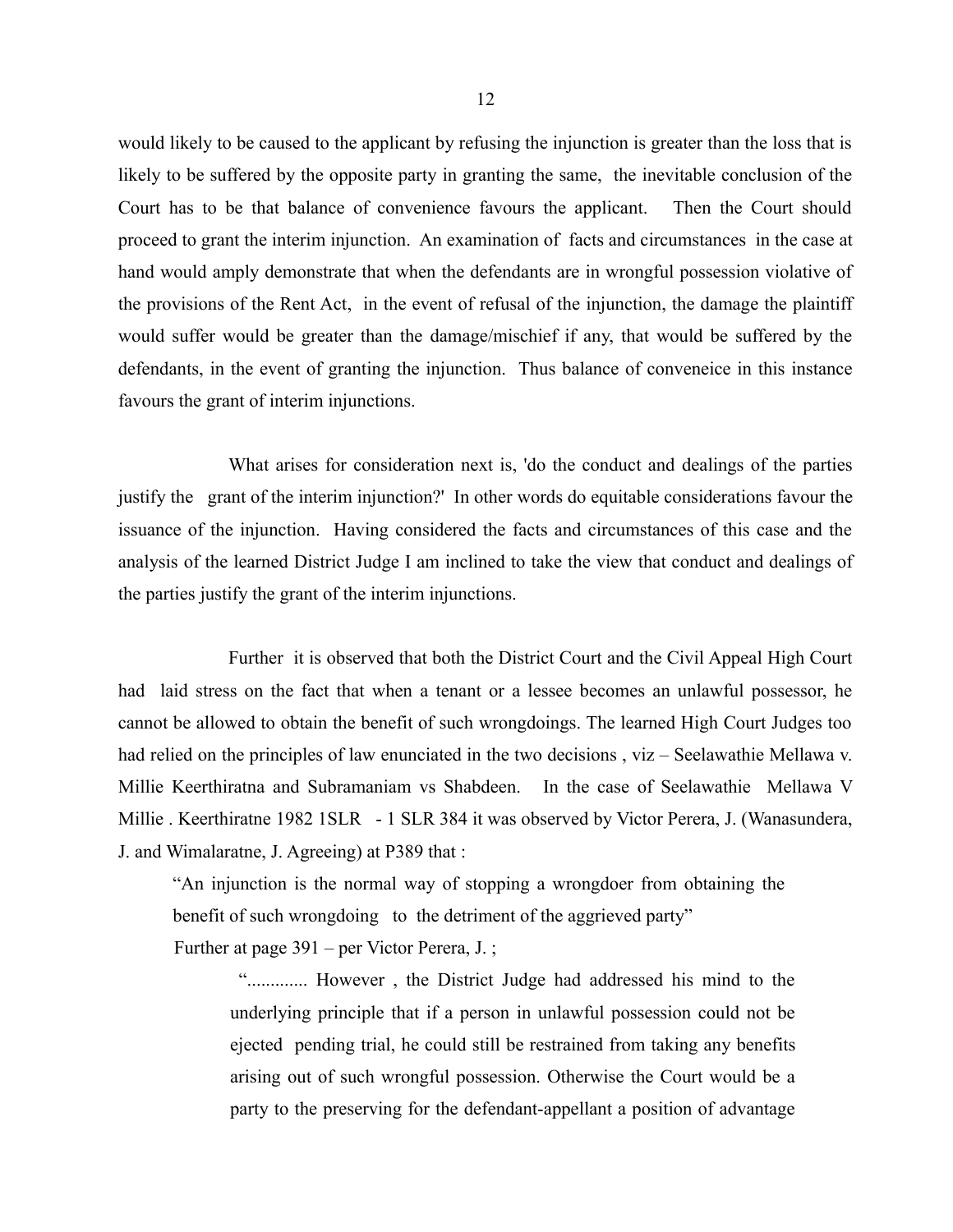would likely to be caused to the applicant by refusing the injunction is greater than the loss that is likely to be suffered by the opposite party in granting the same, the inevitable conclusion of the Court has to be that balance of convenience favours the applicant. Then the Court should proceed to grant the interim injunction. An examination of facts and circumstances in the case at hand would amply demonstrate that when the defendants are in wrongful possession violative of the provisions of the Rent Act, in the event of refusal of the injunction, the damage the plaintiff would suffer would be greater than the damage/mischief if any, that would be suffered by the defendants, in the event of granting the injunction. Thus balance of conveneice in this instance favours the grant of interim injunctions.

What arises for consideration next is, 'do the conduct and dealings of the parties justify the grant of the interim injunction?' In other words do equitable considerations favour the issuance of the injunction. Having considered the facts and circumstances of this case and the analysis of the learned District Judge I am inclined to take the view that conduct and dealings of the parties justify the grant of the interim injunctions.

Further it is observed that both the District Court and the Civil Appeal High Court had laid stress on the fact that when a tenant or a lessee becomes an unlawful possessor, he cannot be allowed to obtain the benefit of such wrongdoings. The learned High Court Judges too had relied on the principles of law enunciated in the two decisions , viz – Seelawathie Mellawa v. Millie Keerthiratna and Subramaniam vs Shabdeen. In the case of Seelawathie Mellawa V Millie . Keerthiratne 1982 1SLR - 1 SLR 384 it was observed by Victor Perera, J. (Wanasundera, J. and Wimalaratne, J. Agreeing) at P389 that :

> "An injunction is the normal way of stopping a wrongdoer from obtaining the benefit of such wrongdoing to the detriment of the aggrieved party"

Further at page 391 – per Victor Perera, J. ;

> "............. However , the District Judge had addressed his mind to the underlying principle that if a person in unlawful possession could not be ejected pending trial, he could still be restrained from taking any benefits arising out of such wrongful possession. Otherwise the Court would be a party to the preserving for the defendant-appellant a position of advantage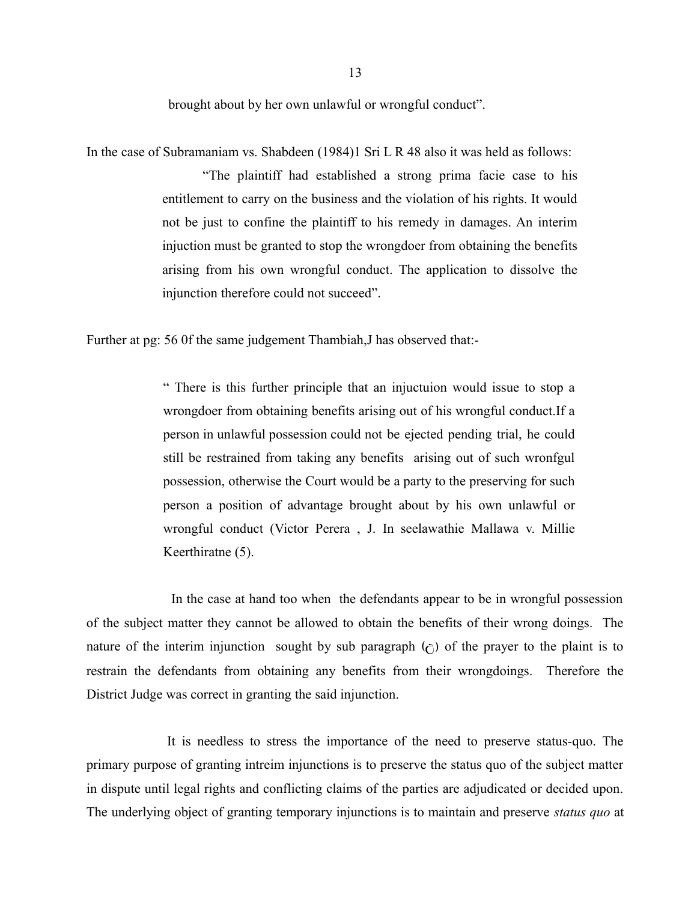brought about by her own unlawful or wrongful conduct".

In the case of Subramaniam vs. Shabdeen (1984)1 Sri L R 48 also it was held as follows:

> "The plaintiff had established a strong prima facie case to his entitlement to carry on the business and the violation of his rights. It would not be just to confine the plaintiff to his remedy in damages. An interim injuction must be granted to stop the wrongdoer from obtaining the benefits arising from his own wrongful conduct. The application to dissolve the injunction therefore could not succeed".

Further at pg: 56 0f the same judgement Thambiah,J has observed that:-

> " There is this further principle that an injuctuion would issue to stop a wrongdoer from obtaining benefits arising out of his wrongful conduct.If a person in unlawful possession could not be ejected pending trial, he could still be restrained from taking any benefits arising out of such wronfgul possession, otherwise the Court would be a party to the preserving for such person a position of advantage brought about by his own unlawful or wrongful conduct (Victor Perera , J. In seelawathie Mallawa v. Millie Keerthiratne (5).

In the case at hand too when the defendants appear to be in wrongful possession of the subject matter they cannot be allowed to obtain the benefits of their wrong doings. The nature of the interim injunction sought by sub paragraph (c) of the prayer to the plaint is to restrain the defendants from obtaining any benefits from their wrongdoings. Therefore the District Judge was correct in granting the said injunction.

It is needless to stress the importance of the need to preserve status-quo. The primary purpose of granting intreim injunctions is to preserve the status quo of the subject matter in dispute until legal rights and conflicting claims of the parties are adjudicated or decided upon. The underlying object of granting temporary injunctions is to maintain and preserve *status quo* at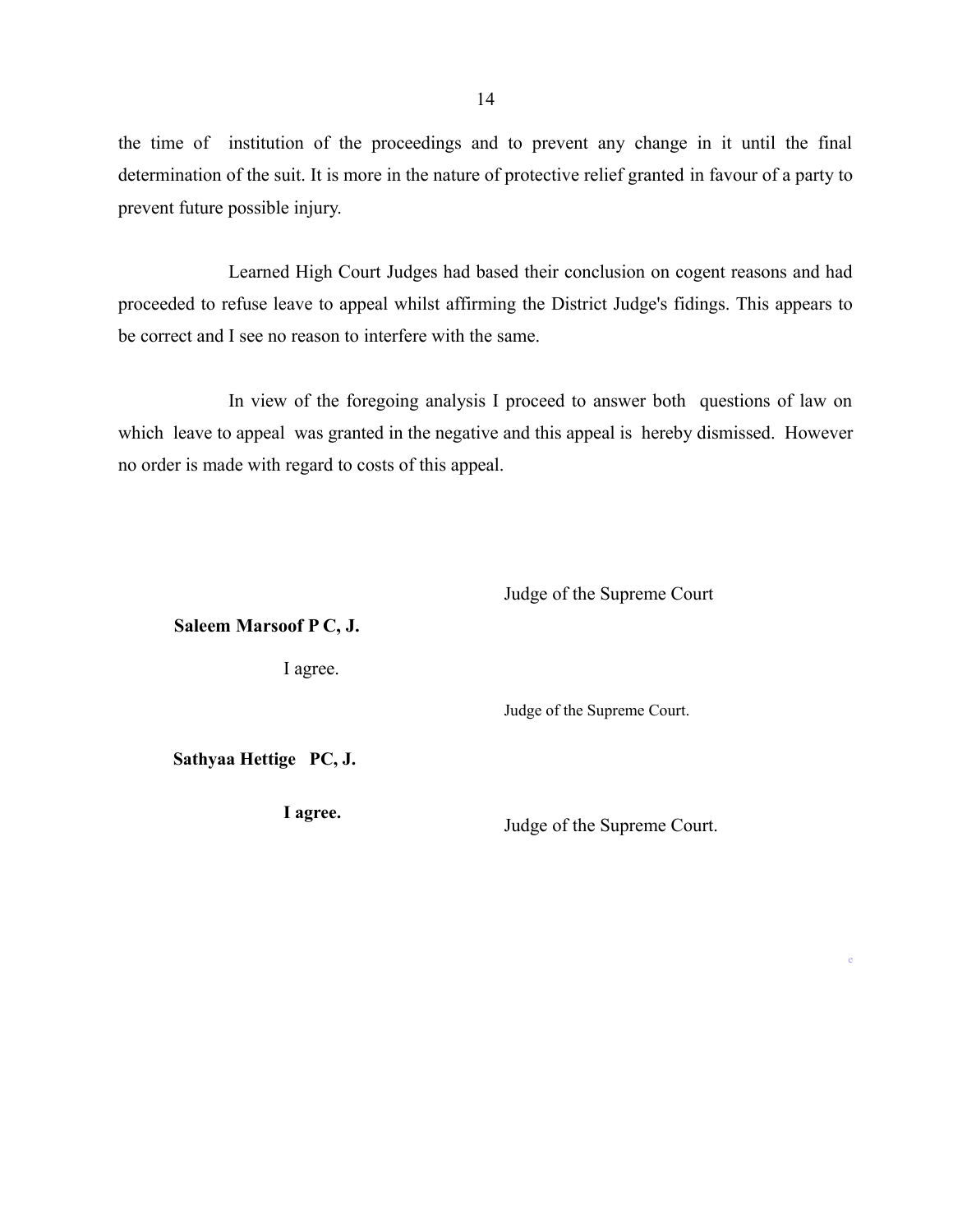the time of institution of the proceedings and to prevent any change in it until the final determination of the suit. It is more in the nature of protective relief granted in favour of a party to prevent future possible injury.

Learned High Court Judges had based their conclusion on cogent reasons and had proceeded to refuse leave to appeal whilst affirming the District Judge's fidings. This appears to be correct and I see no reason to interfere with the same.

In view of the foregoing analysis I proceed to answer both questions of law on which leave to appeal was granted in the negative and this appeal is hereby dismissed. However no order is made with regard to costs of this appeal.

Judge of the Supreme Court

**Saleem Marsoof P C, J.**

I agree.

Judge of the Supreme Court.

**Sathyaa Hettige PC, J.**

**I agree.**

Judge of the Supreme Court.